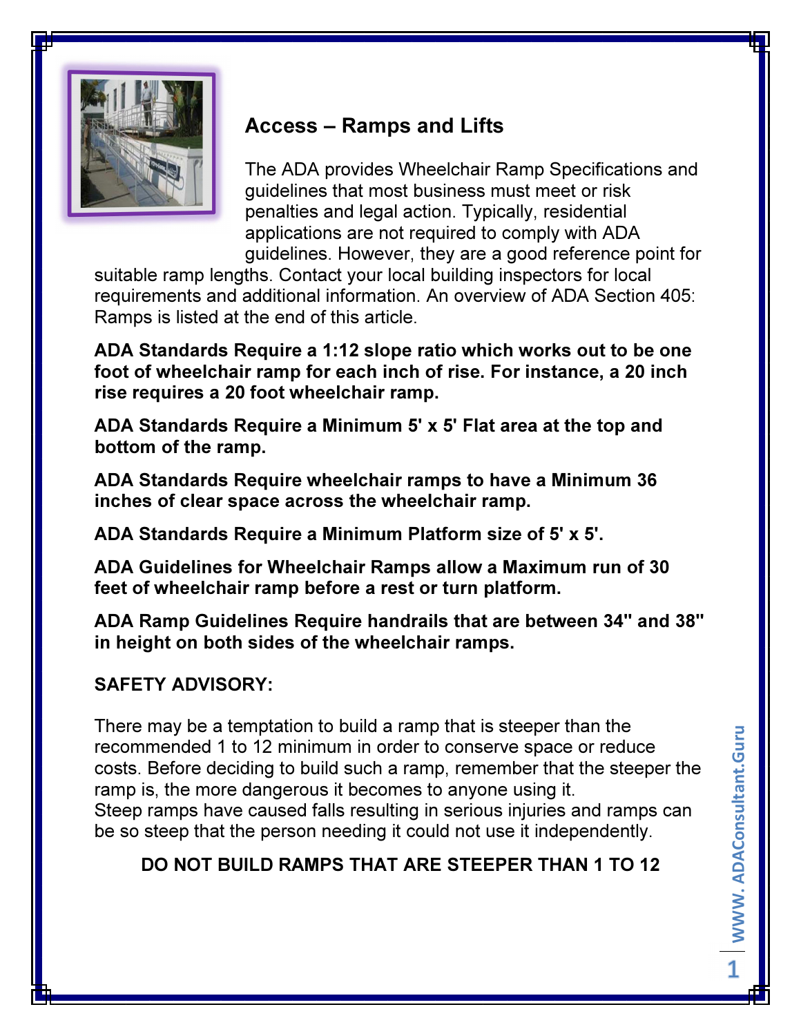## Access – Ramps and Lifts

The ADA provides Wheelchair Ramp Specifications and guidelines that most business must meet or risk penalties and legal action. Typically, residential applications are not required to comply with ADA guidelines. However, they are a good reference point for suitable ramp lengths. Contact your local building inspectors for local requirements and additional information. An overview of ADA Section 405: Ramps is listed at the end of this article.

**ADA Standards Require a 1:12 slope ratio which works out to be one foot of wheelchair ramp for each inch of rise. For instance, a 20 inch rise requires a 20 foot wheelchair ramp.**

**ADA Standards Require a Minimum 5' x 5' Flat area at the top and bottom of the ramp.**

**ADA Standards Require wheelchair ramps to have a Minimum 36 inches of clear space across the wheelchair ramp.**

**ADA Standards Require a Minimum Platform size of 5' x 5'.**

**ADA Guidelines for Wheelchair Ramps allow a Maximum run of 30 feet of wheelchair ramp before a rest or turn platform.**

**ADA Ramp Guidelines Require handrails that are between 34" and 38" in height on both sides of the wheelchair ramps.**

**SAFETY ADVISORY:**

There may be a temptation to build a ramp that is steeper than the recommended 1 to 12 minimum in order to conserve space or reduce costs. Before deciding to build such a ramp, remember that the steeper the ramp is, the more dangerous it becomes to anyone using it.
Steep ramps have caused falls resulting in serious injuries and ramps can be so steep that the person needing it could not use it independently.

**DO NOT BUILD RAMPS THAT ARE STEEPER THAN 1 TO 12**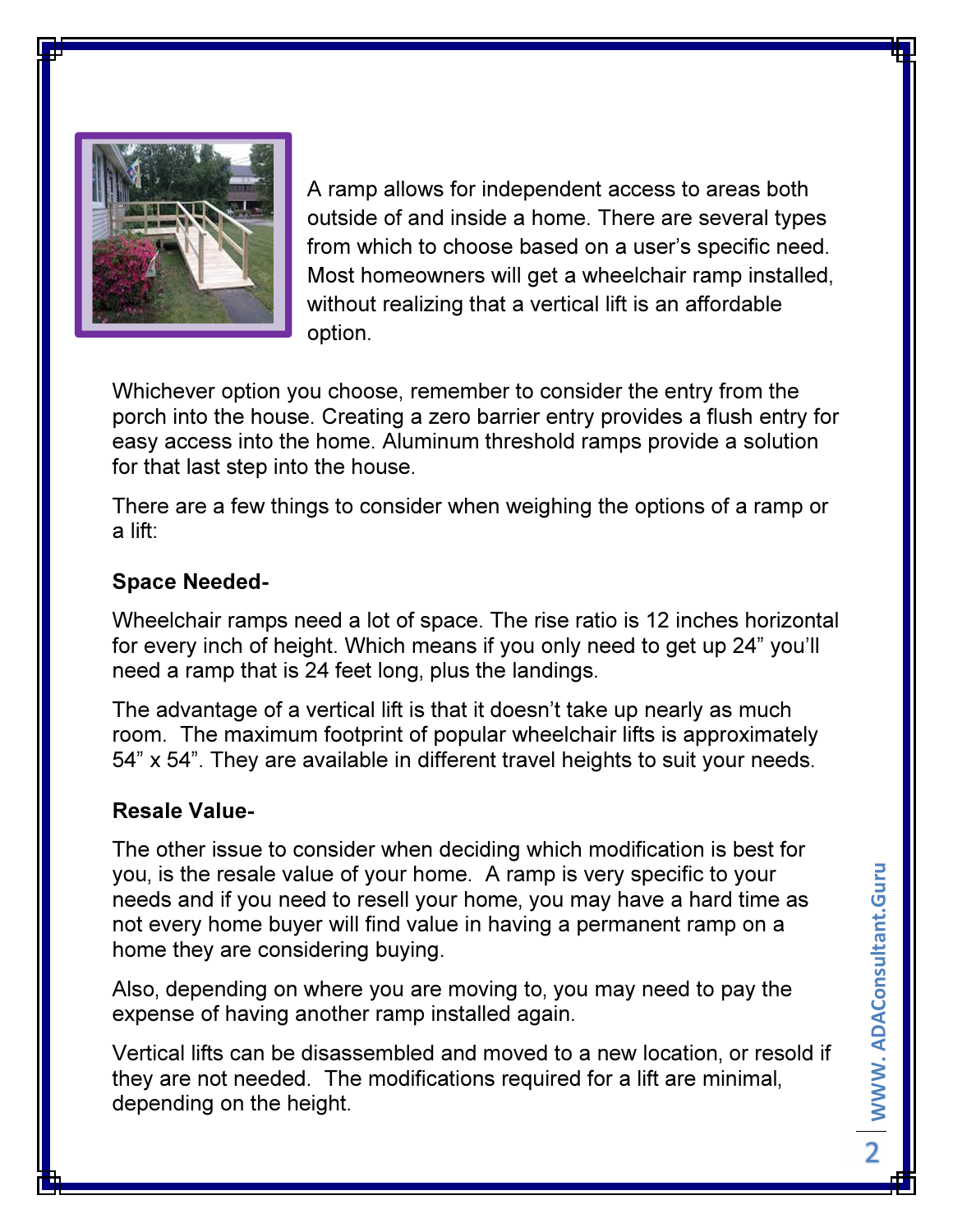A ramp allows for independent access to areas both outside of and inside a home. There are several types from which to choose based on a user's specific need. Most homeowners will get a wheelchair ramp installed, without realizing that a vertical lift is an affordable option.

Whichever option you choose, remember to consider the entry from the porch into the house. Creating a zero barrier entry provides a flush entry for easy access into the home. Aluminum threshold ramps provide a solution for that last step into the house.

There are a few things to consider when weighing the options of a ramp or a lift:

**Space Needed-**

Wheelchair ramps need a lot of space. The rise ratio is 12 inches horizontal for every inch of height. Which means if you only need to get up 24" you'll need a ramp that is 24 feet long, plus the landings.

The advantage of a vertical lift is that it doesn't take up nearly as much room. The maximum footprint of popular wheelchair lifts is approximately 54" x 54". They are available in different travel heights to suit your needs.

**Resale Value-**

The other issue to consider when deciding which modification is best for you, is the resale value of your home. A ramp is very specific to your needs and if you need to resell your home, you may have a hard time as not every home buyer will find value in having a permanent ramp on a home they are considering buying.

Also, depending on where you are moving to, you may need to pay the expense of having another ramp installed again.

Vertical lifts can be disassembled and moved to a new location, or resold if they are not needed. The modifications required for a lift are minimal, depending on the height.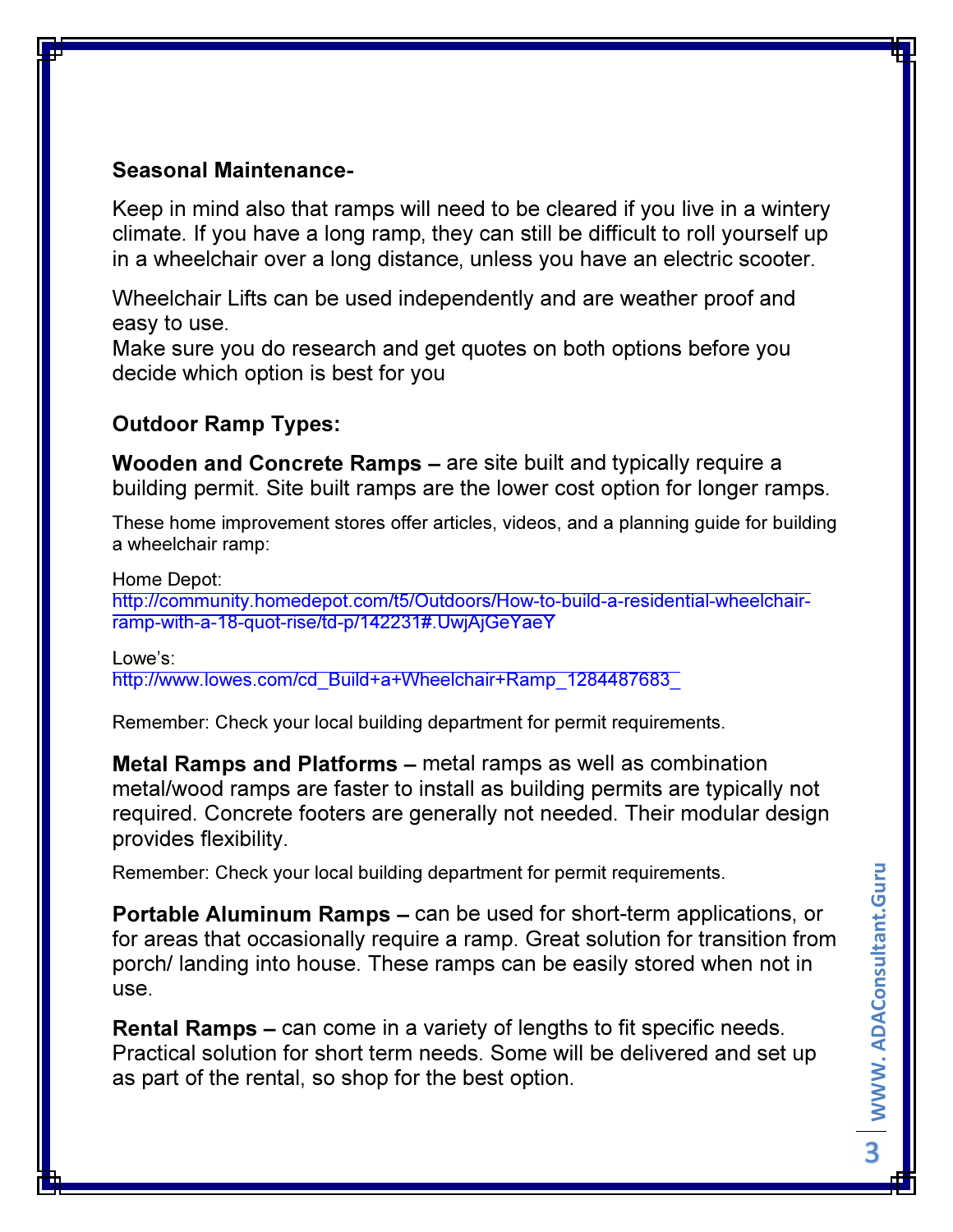**Seasonal Maintenance-**

Keep in mind also that ramps will need to be cleared if you live in a wintery climate. If you have a long ramp, they can still be difficult to roll yourself up in a wheelchair over a long distance, unless you have an electric scooter.

Wheelchair Lifts can be used independently and are weather proof and easy to use.
Make sure you do research and get quotes on both options before you decide which option is best for you

**Outdoor Ramp Types:**

**Wooden and Concrete Ramps –** are site built and typically require a building permit. Site built ramps are the lower cost option for longer ramps.

These home improvement stores offer articles, videos, and a planning guide for building a wheelchair ramp:

Home Depot:
http://community.homedepot.com/t5/Outdoors/How-to-build-a-residential-wheelchair-ramp-with-a-18-quot-rise/td-p/142231#.UwjAjGeYaeY

Lowe's:
http://www.lowes.com/cd_Build+a+Wheelchair+Ramp_1284487683_

Remember: Check your local building department for permit requirements.

**Metal Ramps and Platforms –** metal ramps as well as combination metal/wood ramps are faster to install as building permits are typically not required. Concrete footers are generally not needed. Their modular design provides flexibility.

Remember: Check your local building department for permit requirements.

**Portable Aluminum Ramps –** can be used for short-term applications, or for areas that occasionally require a ramp. Great solution for transition from porch/ landing into house. These ramps can be easily stored when not in use.

**Rental Ramps –** can come in a variety of lengths to fit specific needs. Practical solution for short term needs. Some will be delivered and set up as part of the rental, so shop for the best option.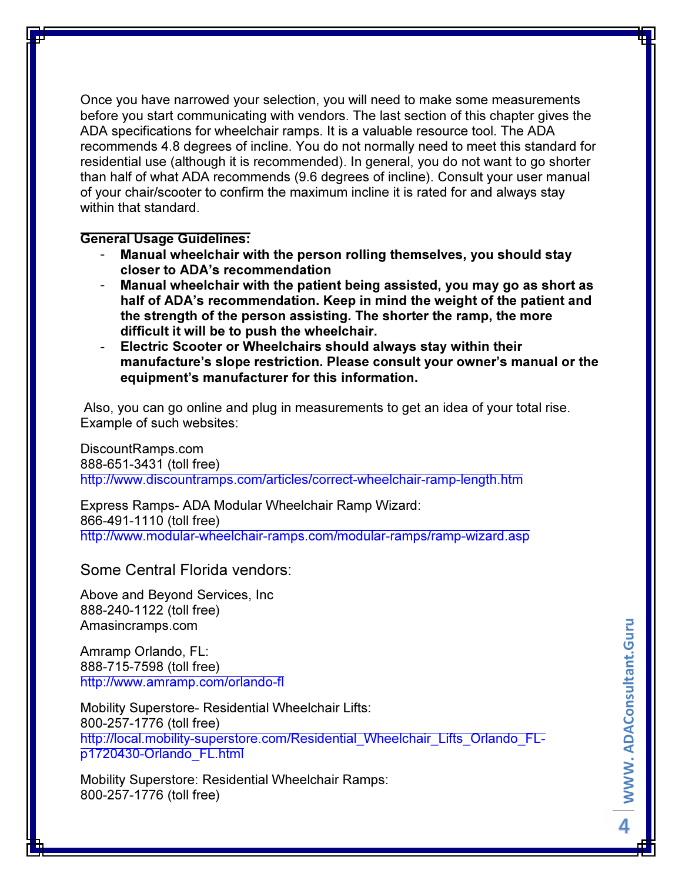Once you have narrowed your selection, you will need to make some measurements before you start communicating with vendors. The last section of this chapter gives the ADA specifications for wheelchair ramps. It is a valuable resource tool. The ADA recommends 4.8 degrees of incline. You do not normally need to meet this standard for residential use (although it is recommended). In general, you do not want to go shorter than half of what ADA recommends (9.6 degrees of incline). Consult your user manual of your chair/scooter to confirm the maximum incline it is rated for and always stay within that standard.

**General Usage Guidelines:**

- **Manual wheelchair with the person rolling themselves, you should stay closer to ADA's recommendation**
- **Manual wheelchair with the patient being assisted, you may go as short as half of ADA's recommendation. Keep in mind the weight of the patient and the strength of the person assisting. The shorter the ramp, the more difficult it will be to push the wheelchair.**
- **Electric Scooter or Wheelchairs should always stay within their manufacture's slope restriction. Please consult your owner's manual or the equipment's manufacturer for this information.**

Also, you can go online and plug in measurements to get an idea of your total rise. Example of such websites:

DiscountRamps.com
888-651-3431 (toll free)
http://www.discountramps.com/articles/correct-wheelchair-ramp-length.htm

Express Ramps- ADA Modular Wheelchair Ramp Wizard:
866-491-1110 (toll free)
http://www.modular-wheelchair-ramps.com/modular-ramps/ramp-wizard.asp

## Some Central Florida vendors:

Above and Beyond Services, Inc
888-240-1122 (toll free)
Amasincramps.com

Amramp Orlando, FL:
888-715-7598 (toll free)
http://www.amramp.com/orlando-fl

Mobility Superstore- Residential Wheelchair Lifts:
800-257-1776 (toll free)
http://local.mobility-superstore.com/Residential_Wheelchair_Lifts_Orlando_FL-p1720430-Orlando_FL.html

Mobility Superstore: Residential Wheelchair Ramps:
800-257-1776 (toll free)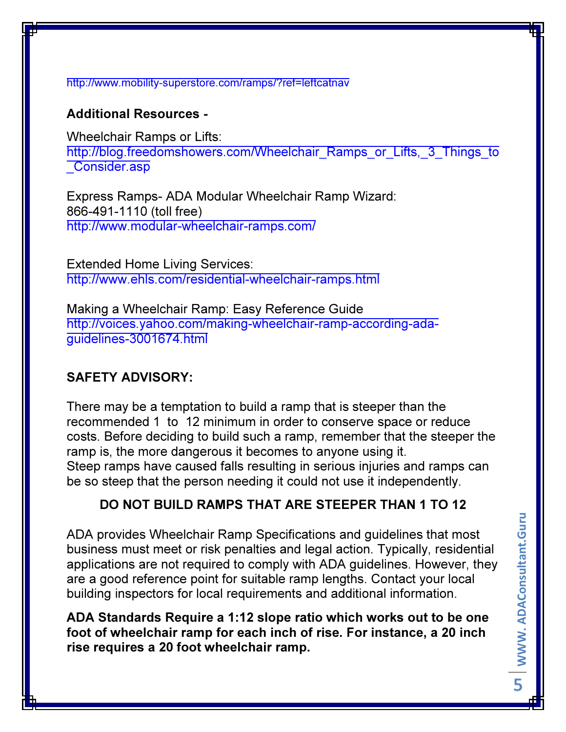http://www.mobility-superstore.com/ramps/?ref=leftcatnav

**Additional Resources -**

Wheelchair Ramps or Lifts:
http://blog.freedomshowers.com/Wheelchair_Ramps_or_Lifts,_3_Things_to_Consider.asp

Express Ramps- ADA Modular Wheelchair Ramp Wizard:
866-491-1110 (toll free)
http://www.modular-wheelchair-ramps.com/

Extended Home Living Services:
http://www.ehls.com/residential-wheelchair-ramps.html

Making a Wheelchair Ramp: Easy Reference Guide
http://voices.yahoo.com/making-wheelchair-ramp-according-ada-guidelines-3001674.html

**SAFETY ADVISORY:**

There may be a temptation to build a ramp that is steeper than the recommended 1 to 12 minimum in order to conserve space or reduce costs. Before deciding to build such a ramp, remember that the steeper the ramp is, the more dangerous it becomes to anyone using it.
Steep ramps have caused falls resulting in serious injuries and ramps can be so steep that the person needing it could not use it independently.

**DO NOT BUILD RAMPS THAT ARE STEEPER THAN 1 TO 12**

ADA provides Wheelchair Ramp Specifications and guidelines that most business must meet or risk penalties and legal action. Typically, residential applications are not required to comply with ADA guidelines. However, they are a good reference point for suitable ramp lengths. Contact your local building inspectors for local requirements and additional information.

**ADA Standards Require a 1:12 slope ratio which works out to be one foot of wheelchair ramp for each inch of rise. For instance, a 20 inch rise requires a 20 foot wheelchair ramp.**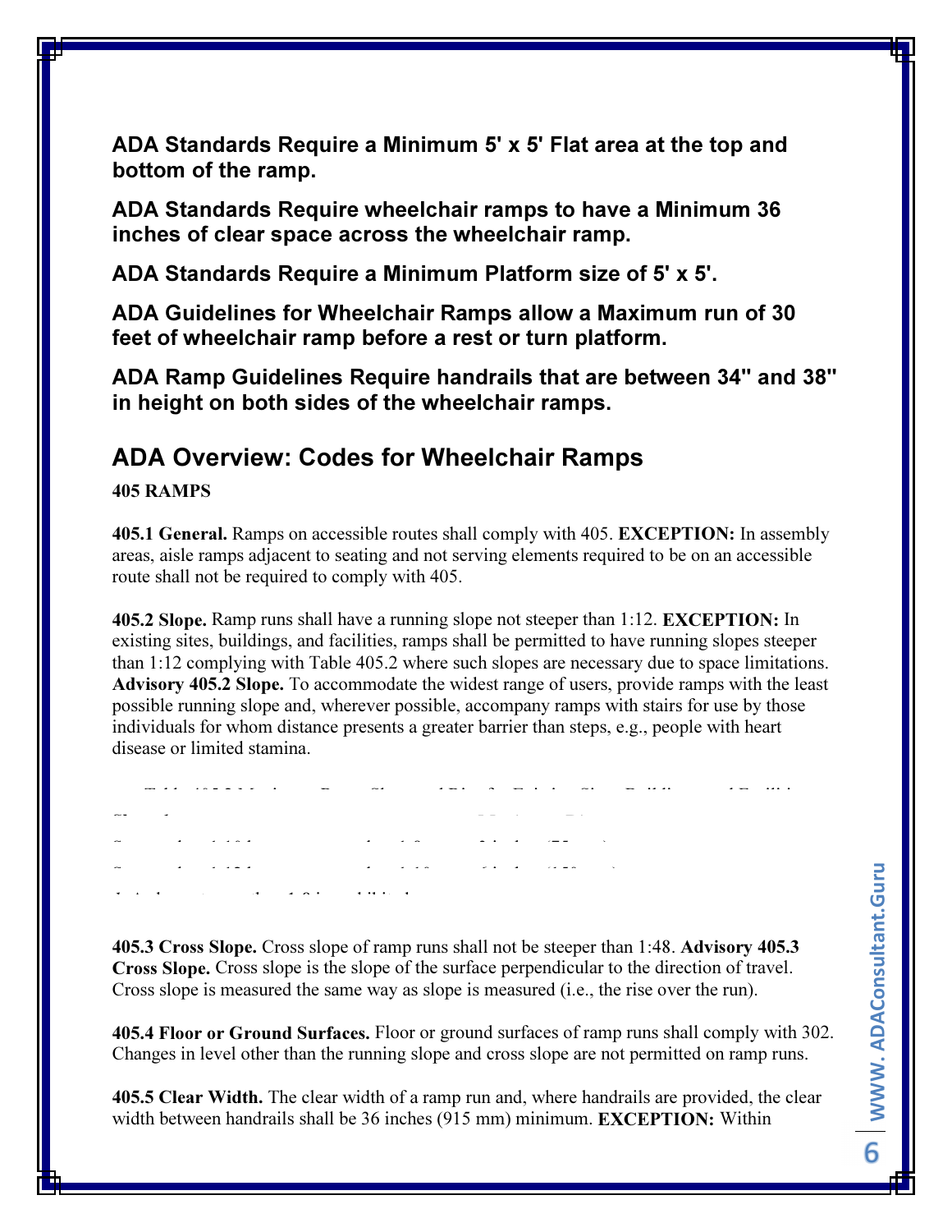**ADA Standards Require a Minimum 5' x 5' Flat area at the top and bottom of the ramp.**

**ADA Standards Require wheelchair ramps to have a Minimum 36 inches of clear space across the wheelchair ramp.**

**ADA Standards Require a Minimum Platform size of 5' x 5'.**

**ADA Guidelines for Wheelchair Ramps allow a Maximum run of 30 feet of wheelchair ramp before a rest or turn platform.**

**ADA Ramp Guidelines Require handrails that are between 34" and 38" in height on both sides of the wheelchair ramps.**

## ADA Overview: Codes for Wheelchair Ramps

**405 RAMPS**

**405.1 General.** Ramps on accessible routes shall comply with 405. **EXCEPTION:** In assembly areas, aisle ramps adjacent to seating and not serving elements required to be on an accessible route shall not be required to comply with 405.

**405.2 Slope.** Ramp runs shall have a running slope not steeper than 1:12. **EXCEPTION:** In existing sites, buildings, and facilities, ramps shall be permitted to have running slopes steeper than 1:12 complying with Table 405.2 where such slopes are necessary due to space limitations. **Advisory 405.2 Slope.** To accommodate the widest range of users, provide ramps with the least possible running slope and, wherever possible, accompany ramps with stairs for use by those individuals for whom distance presents a greater barrier than steps, e.g., people with heart disease or limited stamina.

Table 405.2 Maximum Ramp Slope and Rise for Existing Sites, Buildings, and Facilities

| Slope[1] | Maximum Rise |
|---|---|
| Steeper than 1:10 but not steeper than 1:8 | 3 inches (75 mm) |
| Steeper than 1:12 but not steeper than 1:10 | 6 inches (150 mm) |

1. A slope steeper than 1:8 is prohibited.

**405.3 Cross Slope.** Cross slope of ramp runs shall not be steeper than 1:48. **Advisory 405.3 Cross Slope.** Cross slope is the slope of the surface perpendicular to the direction of travel. Cross slope is measured the same way as slope is measured (i.e., the rise over the run).

**405.4 Floor or Ground Surfaces.** Floor or ground surfaces of ramp runs shall comply with 302. Changes in level other than the running slope and cross slope are not permitted on ramp runs.

**405.5 Clear Width.** The clear width of a ramp run and, where handrails are provided, the clear width between handrails shall be 36 inches (915 mm) minimum. **EXCEPTION:** Within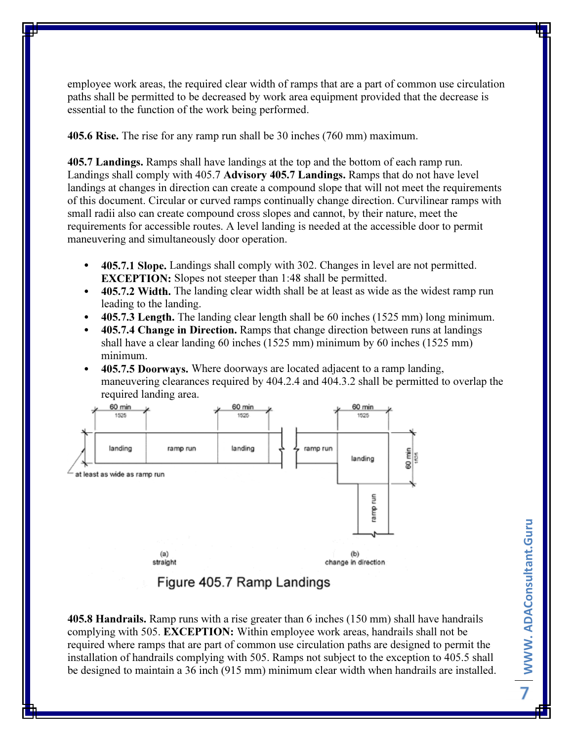employee work areas, the required clear width of ramps that are a part of common use circulation paths shall be permitted to be decreased by work area equipment provided that the decrease is essential to the function of the work being performed.

**405.6 Rise.** The rise for any ramp run shall be 30 inches (760 mm) maximum.

**405.7 Landings.** Ramps shall have landings at the top and the bottom of each ramp run. Landings shall comply with 405.7 **Advisory 405.7 Landings.** Ramps that do not have level landings at changes in direction can create a compound slope that will not meet the requirements of this document. Circular or curved ramps continually change direction. Curvilinear ramps with small radii also can create compound cross slopes and cannot, by their nature, meet the requirements for accessible routes. A level landing is needed at the accessible door to permit maneuvering and simultaneously door operation.

- **405.7.1 Slope.** Landings shall comply with 302. Changes in level are not permitted. **EXCEPTION:** Slopes not steeper than 1:48 shall be permitted.
- **405.7.2 Width.** The landing clear width shall be at least as wide as the widest ramp run leading to the landing.
- **405.7.3 Length.** The landing clear length shall be 60 inches (1525 mm) long minimum.
- **405.7.4 Change in Direction.** Ramps that change direction between runs at landings shall have a clear landing 60 inches (1525 mm) minimum by 60 inches (1525 mm) minimum.
- **405.7.5 Doorways.** Where doorways are located adjacent to a ramp landing, maneuvering clearances required by 404.2.4 and 404.3.2 shall be permitted to overlap the required landing area.

60 min 1525 | landing | ramp run | landing | at least as wide as ramp run | (a) straight

60 min 1525 | ramp run | landing | 60 min 1525 | ramp run | (b) change in direction

Figure 405.7 Ramp Landings

**405.8 Handrails.** Ramp runs with a rise greater than 6 inches (150 mm) shall have handrails complying with 505. **EXCEPTION:** Within employee work areas, handrails shall not be required where ramps that are part of common use circulation paths are designed to permit the installation of handrails complying with 505. Ramps not subject to the exception to 405.5 shall be designed to maintain a 36 inch (915 mm) minimum clear width when handrails are installed.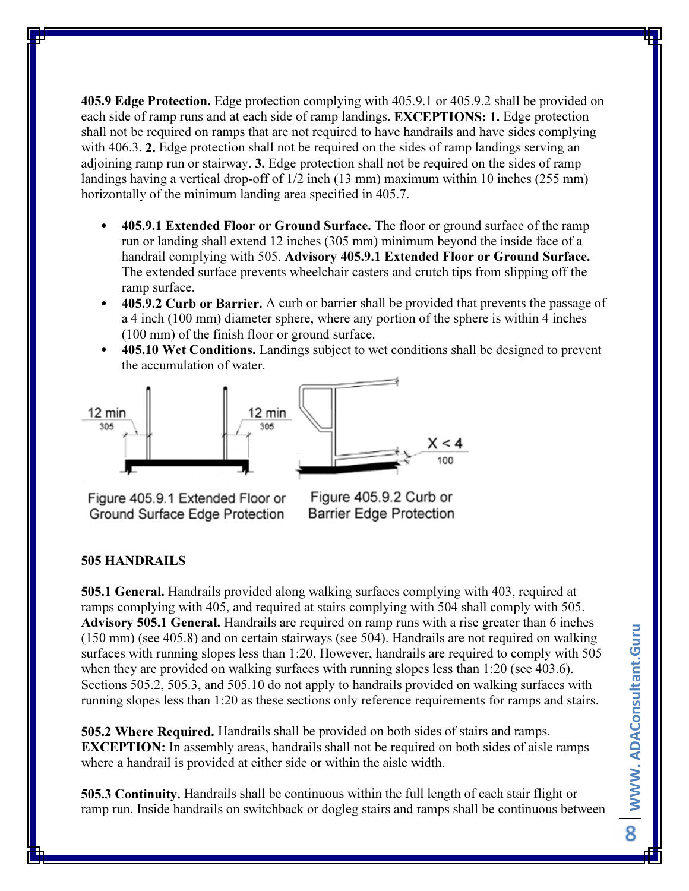**405.9 Edge Protection.** Edge protection complying with 405.9.1 or 405.9.2 shall be provided on each side of ramp runs and at each side of ramp landings. **EXCEPTIONS: 1.** Edge protection shall not be required on ramps that are not required to have handrails and have sides complying with 406.3. **2.** Edge protection shall not be required on the sides of ramp landings serving an adjoining ramp run or stairway. **3.** Edge protection shall not be required on the sides of ramp landings having a vertical drop-off of 1/2 inch (13 mm) maximum within 10 inches (255 mm) horizontally of the minimum landing area specified in 405.7.

- **405.9.1 Extended Floor or Ground Surface.** The floor or ground surface of the ramp run or landing shall extend 12 inches (305 mm) minimum beyond the inside face of a handrail complying with 505. **Advisory 405.9.1 Extended Floor or Ground Surface.** The extended surface prevents wheelchair casters and crutch tips from slipping off the ramp surface.
- **405.9.2 Curb or Barrier.** A curb or barrier shall be provided that prevents the passage of a 4 inch (100 mm) diameter sphere, where any portion of the sphere is within 4 inches (100 mm) of the finish floor or ground surface.
- **405.10 Wet Conditions.** Landings subject to wet conditions shall be designed to prevent the accumulation of water.

Figure 405.9.1 Extended Floor or Ground Surface Edge Protection

Figure 405.9.2 Curb or Barrier Edge Protection

**505 HANDRAILS**

**505.1 General.** Handrails provided along walking surfaces complying with 403, required at ramps complying with 405, and required at stairs complying with 504 shall comply with 505. **Advisory 505.1 General.** Handrails are required on ramp runs with a rise greater than 6 inches (150 mm) (see 405.8) and on certain stairways (see 504). Handrails are not required on walking surfaces with running slopes less than 1:20. However, handrails are required to comply with 505 when they are provided on walking surfaces with running slopes less than 1:20 (see 403.6). Sections 505.2, 505.3, and 505.10 do not apply to handrails provided on walking surfaces with running slopes less than 1:20 as these sections only reference requirements for ramps and stairs.

**505.2 Where Required.** Handrails shall be provided on both sides of stairs and ramps. **EXCEPTION:** In assembly areas, handrails shall not be required on both sides of aisle ramps where a handrail is provided at either side or within the aisle width.

**505.3 Continuity.** Handrails shall be continuous within the full length of each stair flight or ramp run. Inside handrails on switchback or dogleg stairs and ramps shall be continuous between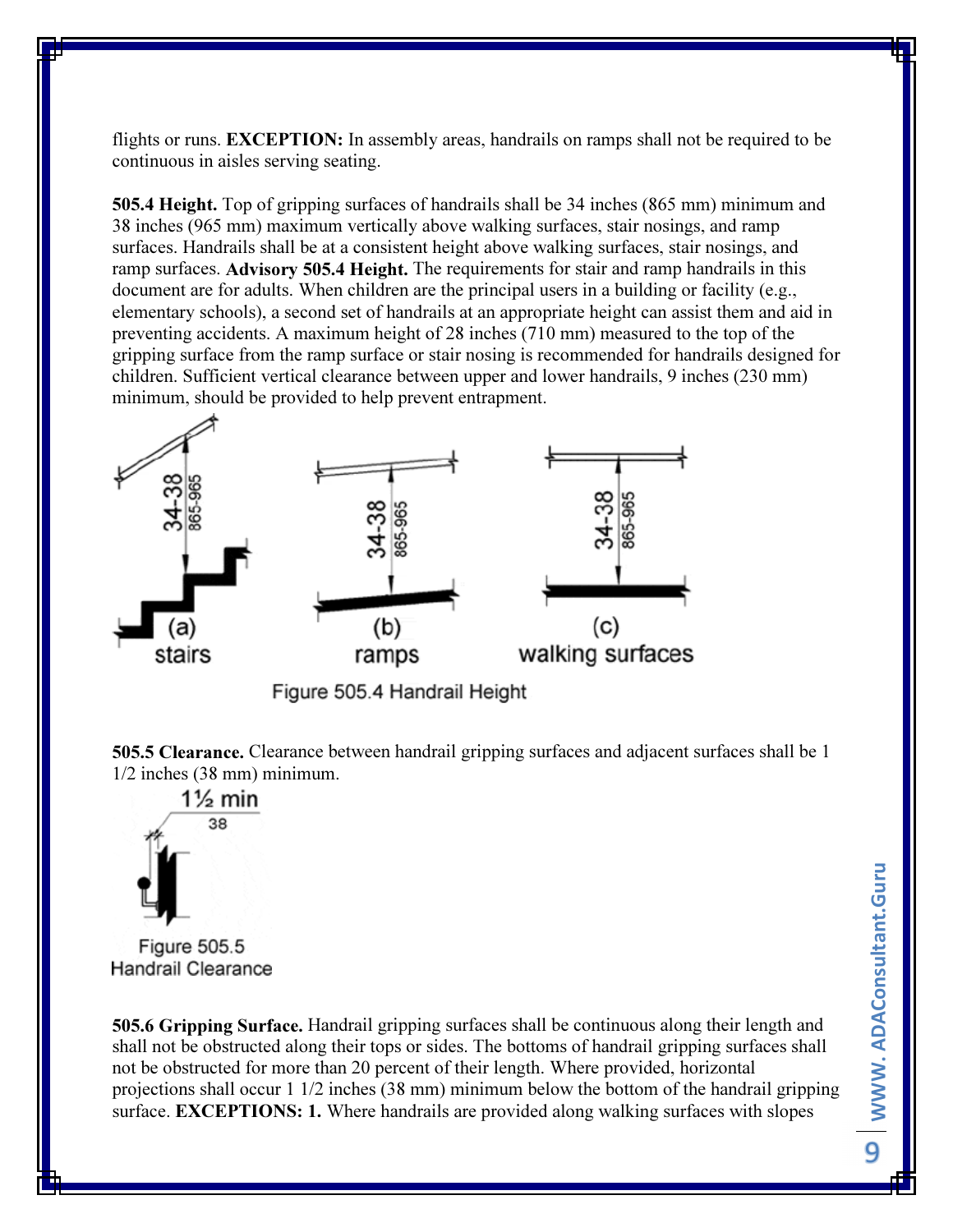flights or runs. **EXCEPTION:** In assembly areas, handrails on ramps shall not be required to be continuous in aisles serving seating.

**505.4 Height.** Top of gripping surfaces of handrails shall be 34 inches (865 mm) minimum and 38 inches (965 mm) maximum vertically above walking surfaces, stair nosings, and ramp surfaces. Handrails shall be at a consistent height above walking surfaces, stair nosings, and ramp surfaces. **Advisory 505.4 Height.** The requirements for stair and ramp handrails in this document are for adults. When children are the principal users in a building or facility (e.g., elementary schools), a second set of handrails at an appropriate height can assist them and aid in preventing accidents. A maximum height of 28 inches (710 mm) measured to the top of the gripping surface from the ramp surface or stair nosing is recommended for handrails designed for children. Sufficient vertical clearance between upper and lower handrails, 9 inches (230 mm) minimum, should be provided to help prevent entrapment.

Figure 505.4 Handrail Height

**505.5 Clearance.** Clearance between handrail gripping surfaces and adjacent surfaces shall be 1 1/2 inches (38 mm) minimum.

Figure 505.5 Handrail Clearance

**505.6 Gripping Surface.** Handrail gripping surfaces shall be continuous along their length and shall not be obstructed along their tops or sides. The bottoms of handrail gripping surfaces shall not be obstructed for more than 20 percent of their length. Where provided, horizontal projections shall occur 1 1/2 inches (38 mm) minimum below the bottom of the handrail gripping surface. **EXCEPTIONS: 1.** Where handrails are provided along walking surfaces with slopes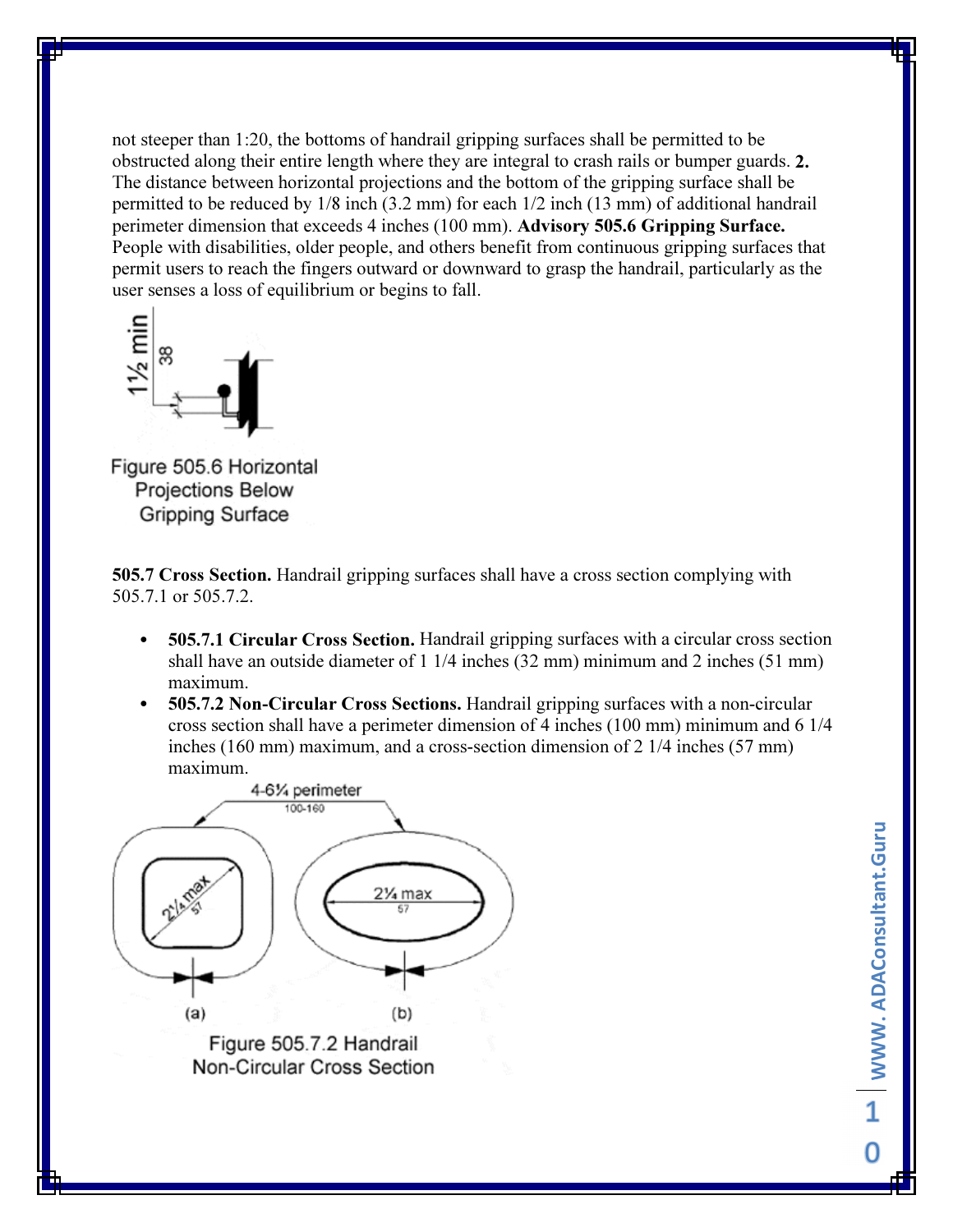not steeper than 1:20, the bottoms of handrail gripping surfaces shall be permitted to be obstructed along their entire length where they are integral to crash rails or bumper guards. **2.** The distance between horizontal projections and the bottom of the gripping surface shall be permitted to be reduced by 1/8 inch (3.2 mm) for each 1/2 inch (13 mm) of additional handrail perimeter dimension that exceeds 4 inches (100 mm). **Advisory 505.6 Gripping Surface.** People with disabilities, older people, and others benefit from continuous gripping surfaces that permit users to reach the fingers outward or downward to grasp the handrail, particularly as the user senses a loss of equilibrium or begins to fall.

Figure 505.6 Horizontal Projections Below Gripping Surface

**505.7 Cross Section.** Handrail gripping surfaces shall have a cross section complying with 505.7.1 or 505.7.2.

- **505.7.1 Circular Cross Section.** Handrail gripping surfaces with a circular cross section shall have an outside diameter of 1 1/4 inches (32 mm) minimum and 2 inches (51 mm) maximum.
- **505.7.2 Non-Circular Cross Sections.** Handrail gripping surfaces with a non-circular cross section shall have a perimeter dimension of 4 inches (100 mm) minimum and 6 1/4 inches (160 mm) maximum, and a cross-section dimension of 2 1/4 inches (57 mm) maximum.

Figure 505.7.2 Handrail Non-Circular Cross Section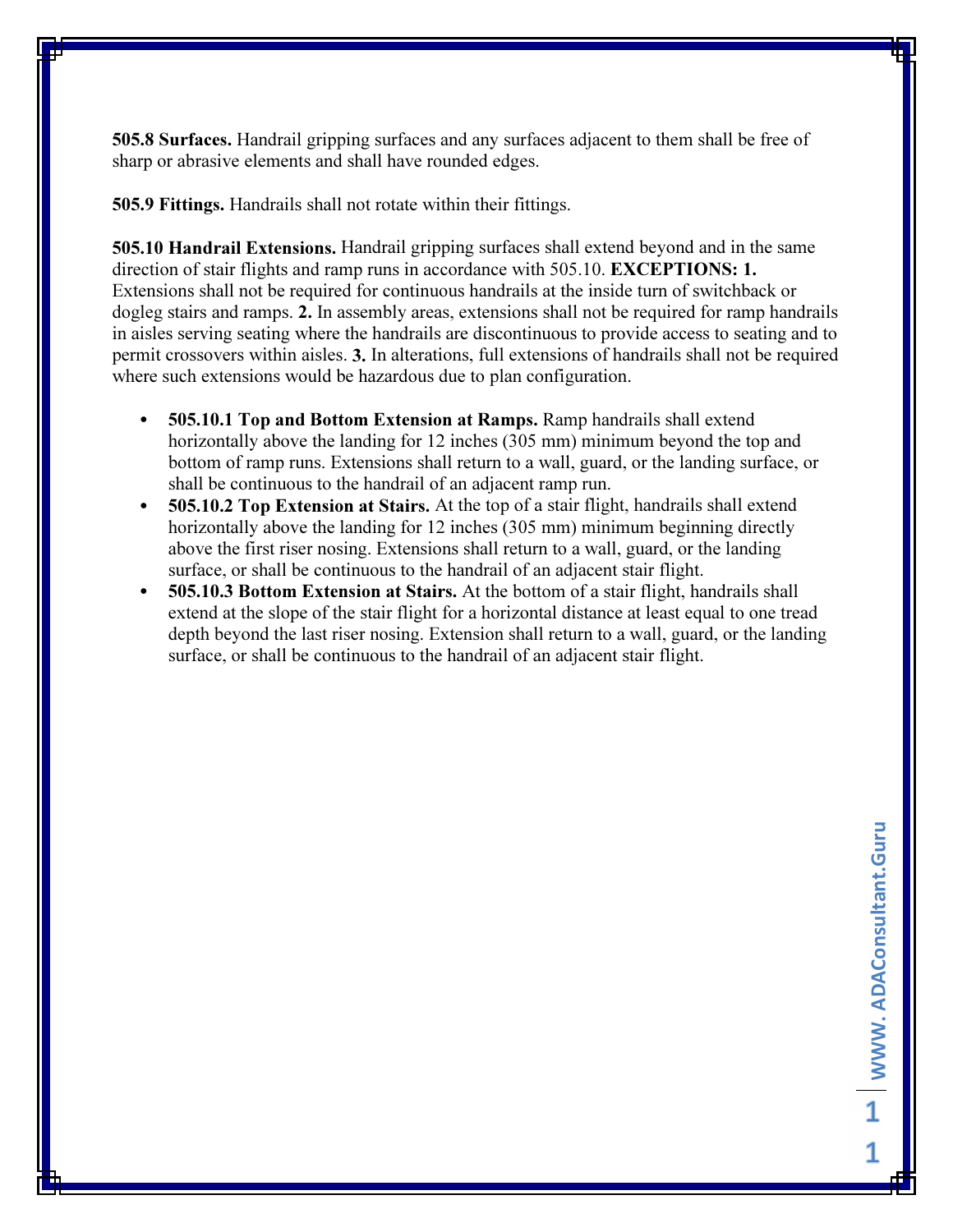**505.8 Surfaces.** Handrail gripping surfaces and any surfaces adjacent to them shall be free of sharp or abrasive elements and shall have rounded edges.

**505.9 Fittings.** Handrails shall not rotate within their fittings.

**505.10 Handrail Extensions.** Handrail gripping surfaces shall extend beyond and in the same direction of stair flights and ramp runs in accordance with 505.10. **EXCEPTIONS: 1.** Extensions shall not be required for continuous handrails at the inside turn of switchback or dogleg stairs and ramps. **2.** In assembly areas, extensions shall not be required for ramp handrails in aisles serving seating where the handrails are discontinuous to provide access to seating and to permit crossovers within aisles. **3.** In alterations, full extensions of handrails shall not be required where such extensions would be hazardous due to plan configuration.

- **505.10.1 Top and Bottom Extension at Ramps.** Ramp handrails shall extend horizontally above the landing for 12 inches (305 mm) minimum beyond the top and bottom of ramp runs. Extensions shall return to a wall, guard, or the landing surface, or shall be continuous to the handrail of an adjacent ramp run.
- **505.10.2 Top Extension at Stairs.** At the top of a stair flight, handrails shall extend horizontally above the landing for 12 inches (305 mm) minimum beginning directly above the first riser nosing. Extensions shall return to a wall, guard, or the landing surface, or shall be continuous to the handrail of an adjacent stair flight.
- **505.10.3 Bottom Extension at Stairs.** At the bottom of a stair flight, handrails shall extend at the slope of the stair flight for a horizontal distance at least equal to one tread depth beyond the last riser nosing. Extension shall return to a wall, guard, or the landing surface, or shall be continuous to the handrail of an adjacent stair flight.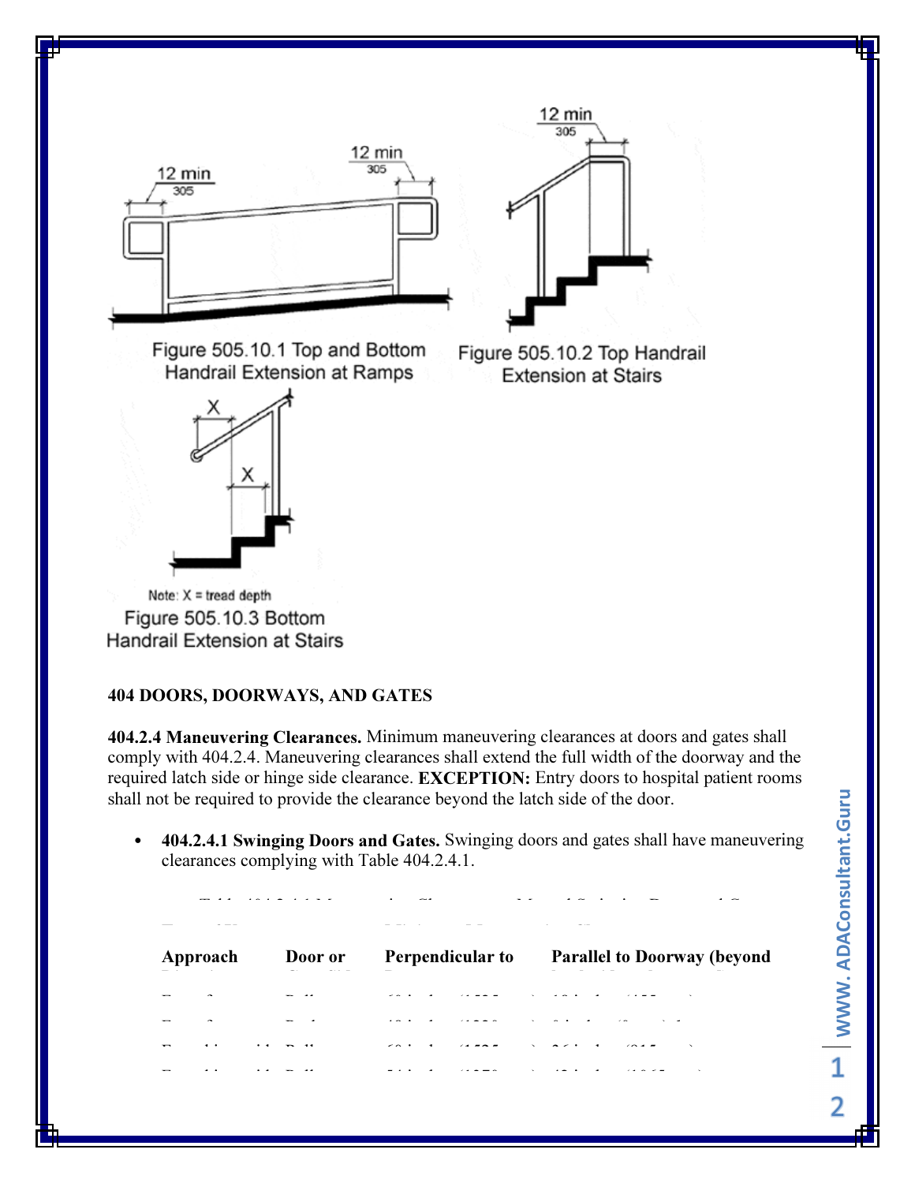Figure 505.10.1 Top and Bottom Handrail Extension at Ramps

Figure 505.10.2 Top Handrail Extension at Stairs

Note: X = tread depth

Figure 505.10.3 Bottom Handrail Extension at Stairs

**404 DOORS, DOORWAYS, AND GATES**

**404.2.4 Maneuvering Clearances.** Minimum maneuvering clearances at doors and gates shall comply with 404.2.4. Maneuvering clearances shall extend the full width of the doorway and the required latch side or hinge side clearance. **EXCEPTION:** Entry doors to hospital patient rooms shall not be required to provide the clearance beyond the latch side of the door.

- **404.2.4.1 Swinging Doors and Gates.** Swinging doors and gates shall have maneuvering clearances complying with Table 404.2.4.1.

| Approach | Door or | Perpendicular to | Parallel to Doorway (beyond |
|---|---|---|---|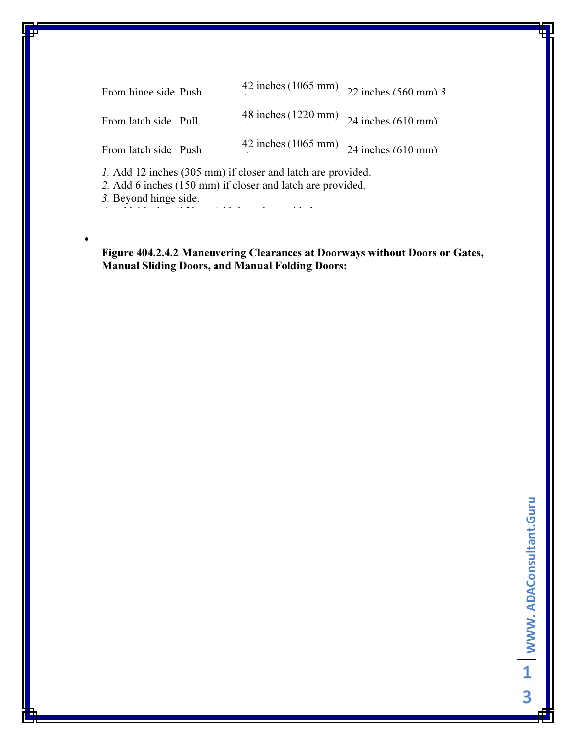| | | | |
|---|---|---|---|
| From hinge side | Push | 42 inches (1065 mm) | 22 inches (560 mm) 3 |
| From latch side | Pull | 48 inches (1220 mm) | 24 inches (610 mm) |
| From latch side | Push | 42 inches (1065 mm) | 24 inches (610 mm) |

*1.* Add 12 inches (305 mm) if closer and latch are provided.
*2.* Add 6 inches (150 mm) if closer and latch are provided.
*3.* Beyond hinge side.

- **Figure 404.2.4.2 Maneuvering Clearances at Doorways without Doors or Gates, Manual Sliding Doors, and Manual Folding Doors:**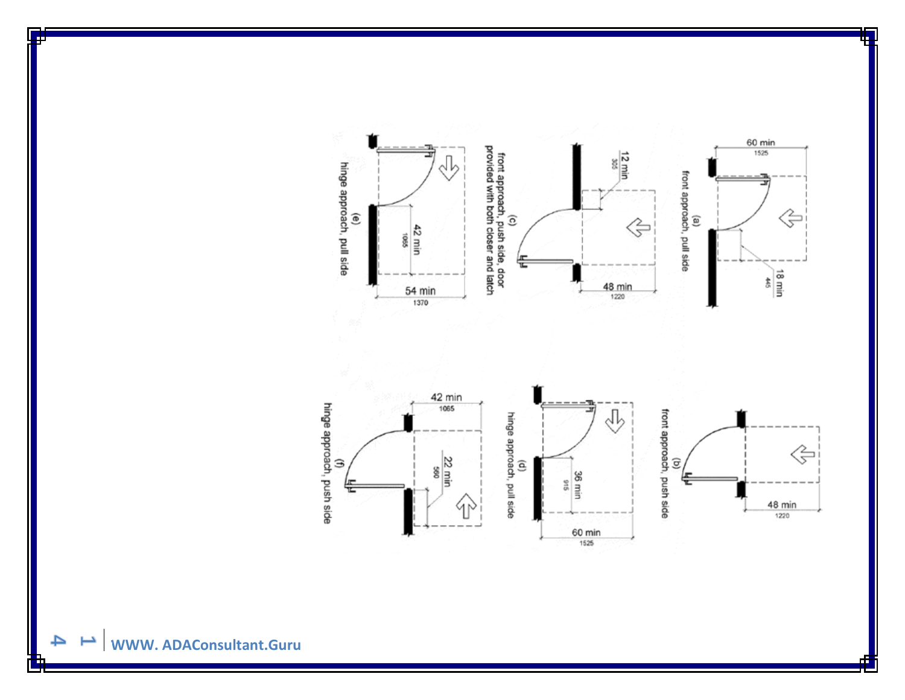60 min
1525

18 min
445

(a)
front approach, pull side

48 min
1220

(b)
front approach, push side

12 min
305

48 min
1220

(c)
front approach, push side, door provided with both closer and latch

36 min
915

60 min
1525

(d)
hinge approach, pull side

42 min
1065

54 min
1370

(e)
hinge approach, pull side

42 min
1065

22 min
560

(f)
hinge approach, push side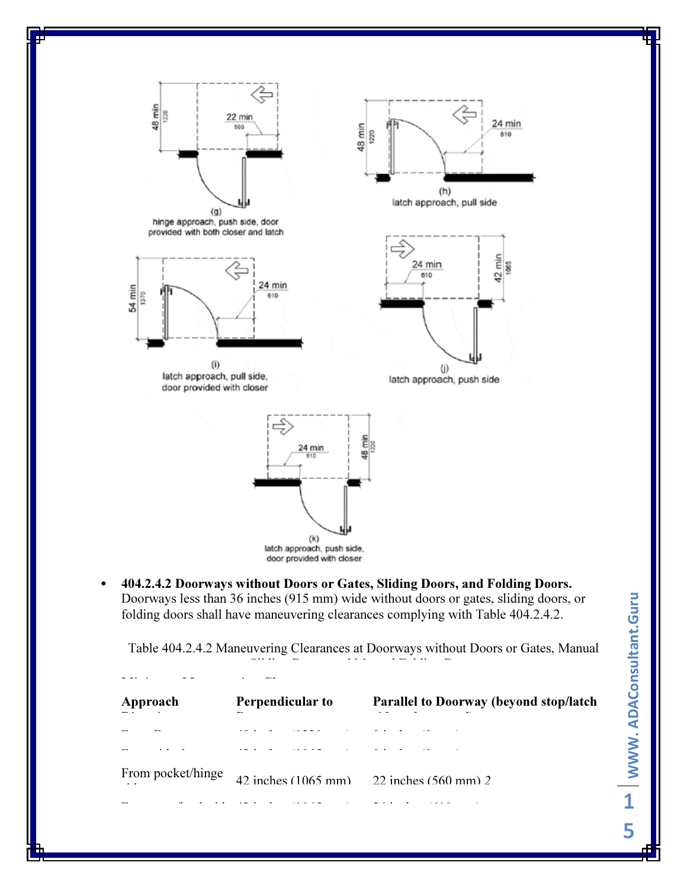(g)
hinge approach, push side, door provided with both closer and latch

(h)
latch approach, pull side

(i)
latch approach, pull side, door provided with closer

(j)
latch approach, push side

(k)
latch approach, push side, door provided with closer

- **404.2.4.2 Doorways without Doors or Gates, Sliding Doors, and Folding Doors.** Doorways less than 36 inches (915 mm) wide without doors or gates, sliding doors, or folding doors shall have maneuvering clearances complying with Table 404.2.4.2.

Table 404.2.4.2 Maneuvering Clearances at Doorways without Doors or Gates, Manual Sliding Doors, and Manual Folding Doors

Minimum Maneuvering Clearances

| Approach Direction | Perpendicular to Doorway | Parallel to Doorway (beyond stop/latch side unless noted) |
|---|---|---|
| From Front | 48 inches (1220 mm) | 0 inches (0 mm) |
| From side [1] | 42 inches (1065 mm) | 0 inches (0 mm) |
| From pocket/hinge side | 42 inches (1065 mm) | 22 inches (560 mm) [2] |
| From stop/latch side | 42 inches (1065 mm) | 24 inches (610 mm) |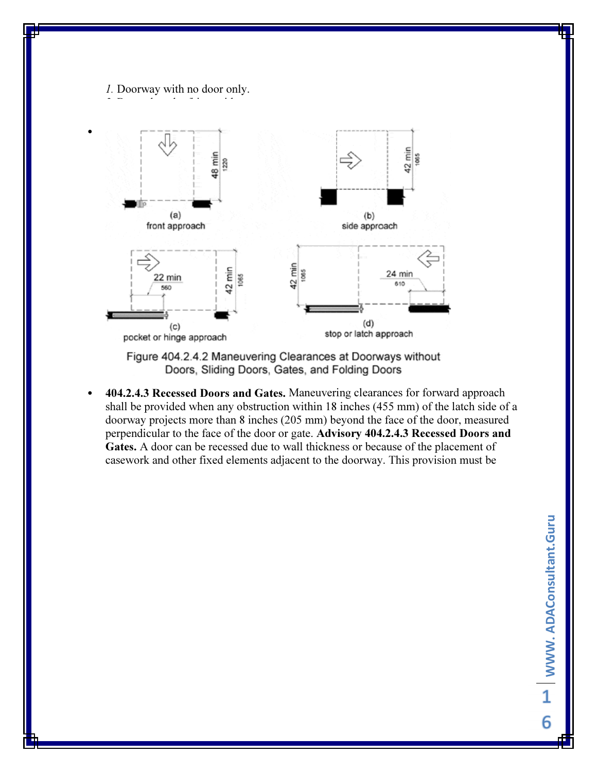*1.* Doorway with no door only.

Figure 404.2.4.2 Maneuvering Clearances at Doorways without Doors, Sliding Doors, Gates, and Folding Doors

- **404.2.4.3 Recessed Doors and Gates.** Maneuvering clearances for forward approach shall be provided when any obstruction within 18 inches (455 mm) of the latch side of a doorway projects more than 8 inches (205 mm) beyond the face of the door, measured perpendicular to the face of the door or gate. **Advisory 404.2.4.3 Recessed Doors and Gates.** A door can be recessed due to wall thickness or because of the placement of casework and other fixed elements adjacent to the doorway. This provision must be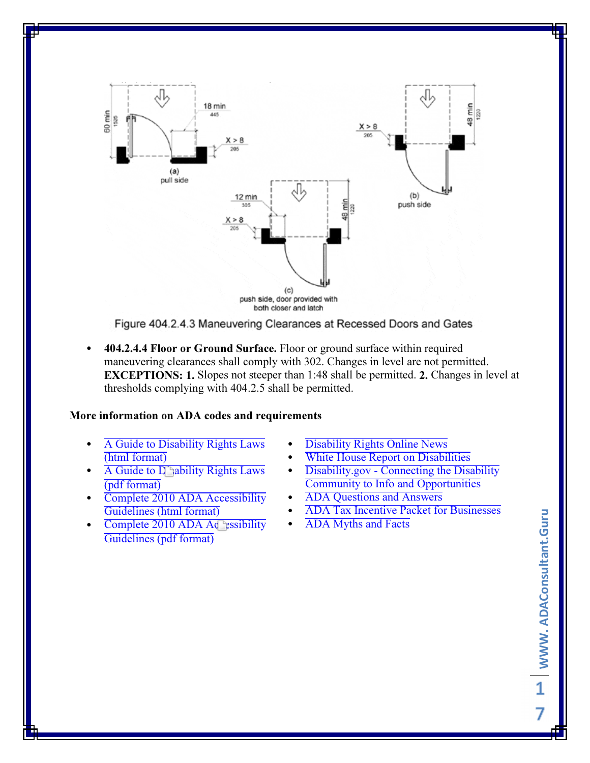60 min
1525
18 min
445
X > 8
205
(a)
pull side

X > 8
205
48 min
1220
(b)
push side

12 min
305
X > 8
205
48 min
1220
(c)
push side, door provided with
both closer and latch

Figure 404.2.4.3 Maneuvering Clearances at Recessed Doors and Gates

- **404.2.4.4 Floor or Ground Surface.** Floor or ground surface within required maneuvering clearances shall comply with 302. Changes in level are not permitted. **EXCEPTIONS: 1.** Slopes not steeper than 1:48 shall be permitted. **2.** Changes in level at thresholds complying with 404.2.5 shall be permitted.

**More information on ADA codes and requirements**

- A Guide to Disability Rights Laws (html format)
- A Guide to Disability Rights Laws (pdf format)
- Complete 2010 ADA Accessibility Guidelines (html format)
- Complete 2010 ADA Accessibility Guidelines (pdf format)
- Disability Rights Online News
- White House Report on Disabilities
- Disability.gov - Connecting the Disability Community to Info and Opportunities
- ADA Questions and Answers
- ADA Tax Incentive Packet for Businesses
- ADA Myths and Facts